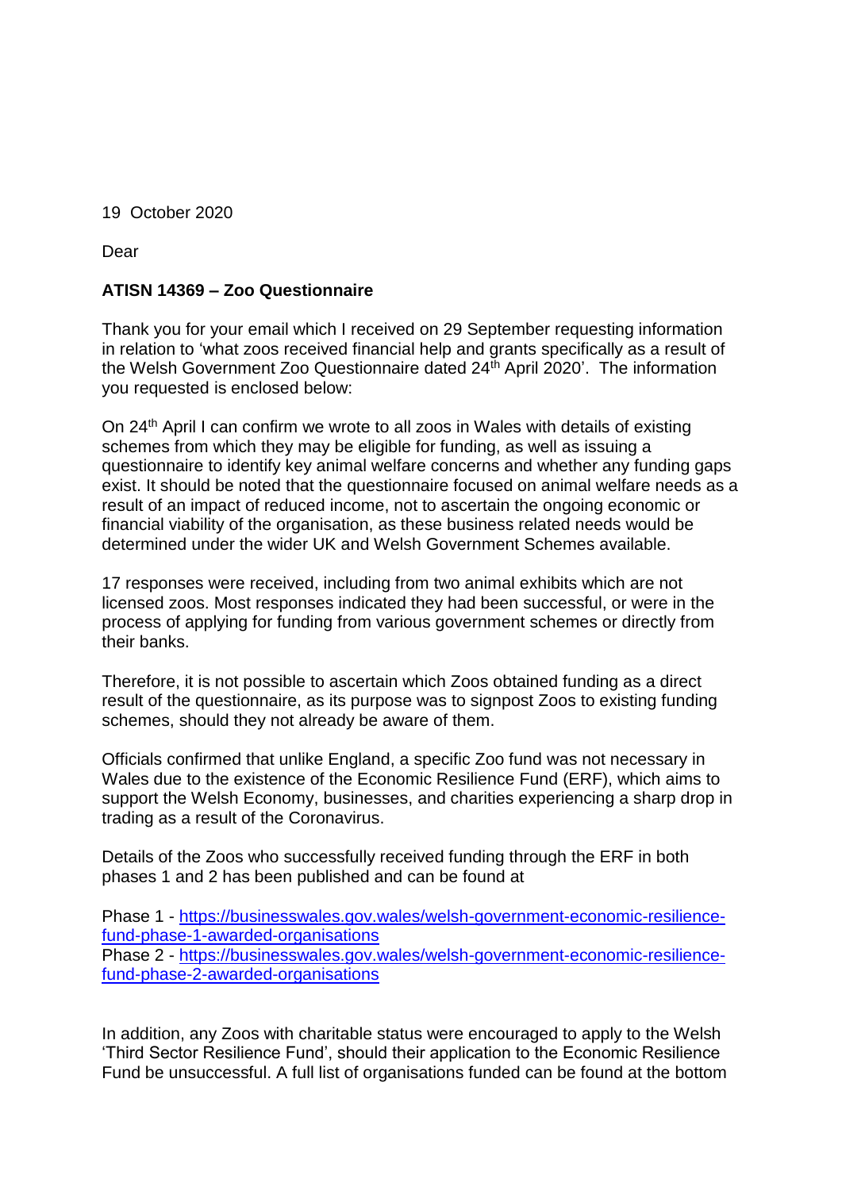19 October 2020

Dear

**ATISN 14369 – Zoo Questionnaire**

Thank you for your email which I received on 29 September requesting information in relation to 'what zoos received financial help and grants specifically as a result of the Welsh Government Zoo Questionnaire dated 24th April 2020'. The information you requested is enclosed below:

On 24th April I can confirm we wrote to all zoos in Wales with details of existing schemes from which they may be eligible for funding, as well as issuing a questionnaire to identify key animal welfare concerns and whether any funding gaps exist. It should be noted that the questionnaire focused on animal welfare needs as a result of an impact of reduced income, not to ascertain the ongoing economic or financial viability of the organisation, as these business related needs would be determined under the wider UK and Welsh Government Schemes available.

17 responses were received, including from two animal exhibits which are not licensed zoos. Most responses indicated they had been successful, or were in the process of applying for funding from various government schemes or directly from their banks.

Therefore, it is not possible to ascertain which Zoos obtained funding as a direct result of the questionnaire, as its purpose was to signpost Zoos to existing funding schemes, should they not already be aware of them.

Officials confirmed that unlike England, a specific Zoo fund was not necessary in Wales due to the existence of the Economic Resilience Fund (ERF), which aims to support the Welsh Economy, businesses, and charities experiencing a sharp drop in trading as a result of the Coronavirus.

Details of the Zoos who successfully received funding through the ERF in both phases 1 and 2 has been published and can be found at

Phase 1 - [https://businesswales.gov.wales/welsh-government-economic-resilience-fund-phase-1-awarded-organisations](https://businesswales.gov.wales/welsh-government-economic-resilience-fund-phase-1-awarded-organisations)
Phase 2 - [https://businesswales.gov.wales/welsh-government-economic-resilience-fund-phase-2-awarded-organisations](https://businesswales.gov.wales/welsh-government-economic-resilience-fund-phase-2-awarded-organisations)

In addition, any Zoos with charitable status were encouraged to apply to the Welsh 'Third Sector Resilience Fund', should their application to the Economic Resilience Fund be unsuccessful. A full list of organisations funded can be found at the bottom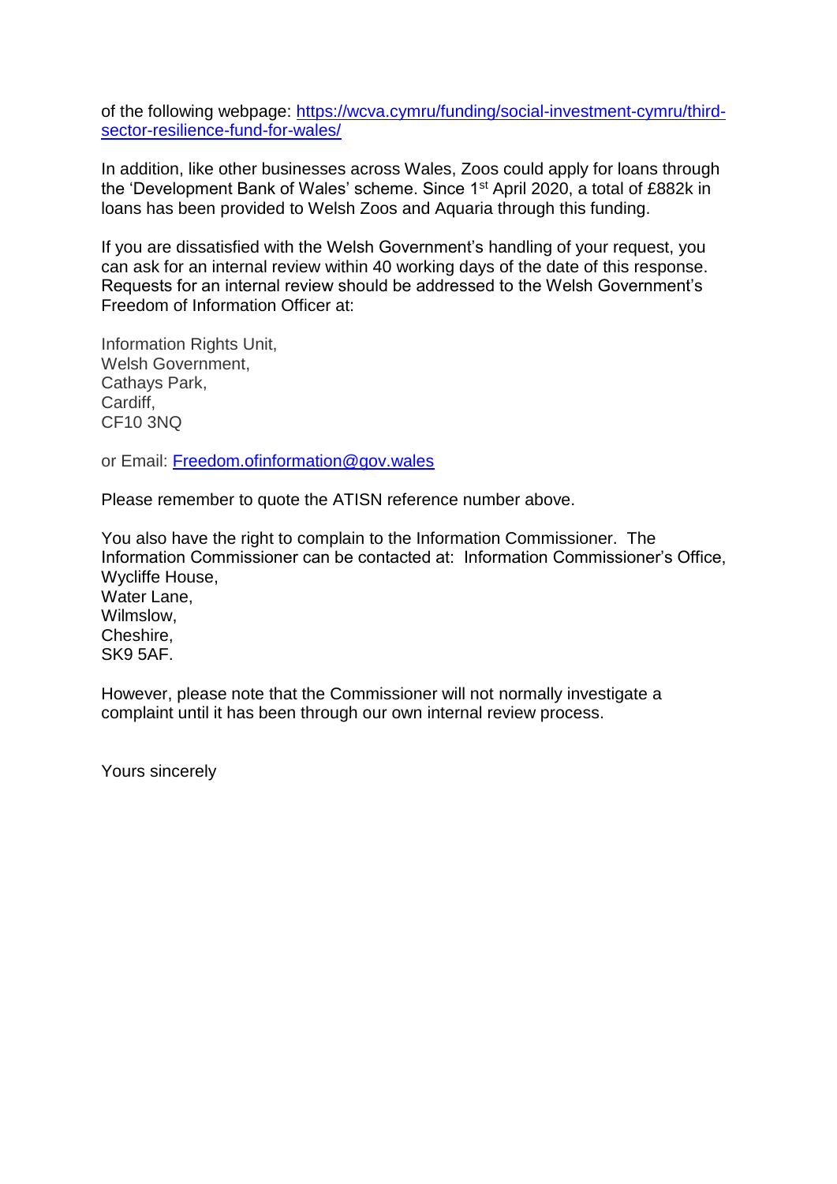of the following webpage: [https://wcva.cymru/funding/social-investment-cymru/third-sector-resilience-fund-for-wales/](https://wcva.cymru/funding/social-investment-cymru/third-sector-resilience-fund-for-wales/)

In addition, like other businesses across Wales, Zoos could apply for loans through the 'Development Bank of Wales' scheme. Since 1st April 2020, a total of £882k in loans has been provided to Welsh Zoos and Aquaria through this funding.

If you are dissatisfied with the Welsh Government's handling of your request, you can ask for an internal review within 40 working days of the date of this response. Requests for an internal review should be addressed to the Welsh Government's Freedom of Information Officer at:

Information Rights Unit,
Welsh Government,
Cathays Park,
Cardiff,
CF10 3NQ

or Email: [Freedom.ofinformation@gov.wales](mailto:Freedom.ofinformation@gov.wales)

Please remember to quote the ATISN reference number above.

You also have the right to complain to the Information Commissioner. The Information Commissioner can be contacted at: Information Commissioner's Office,
Wycliffe House,
Water Lane,
Wilmslow,
Cheshire,
SK9 5AF.

However, please note that the Commissioner will not normally investigate a complaint until it has been through our own internal review process.

Yours sincerely